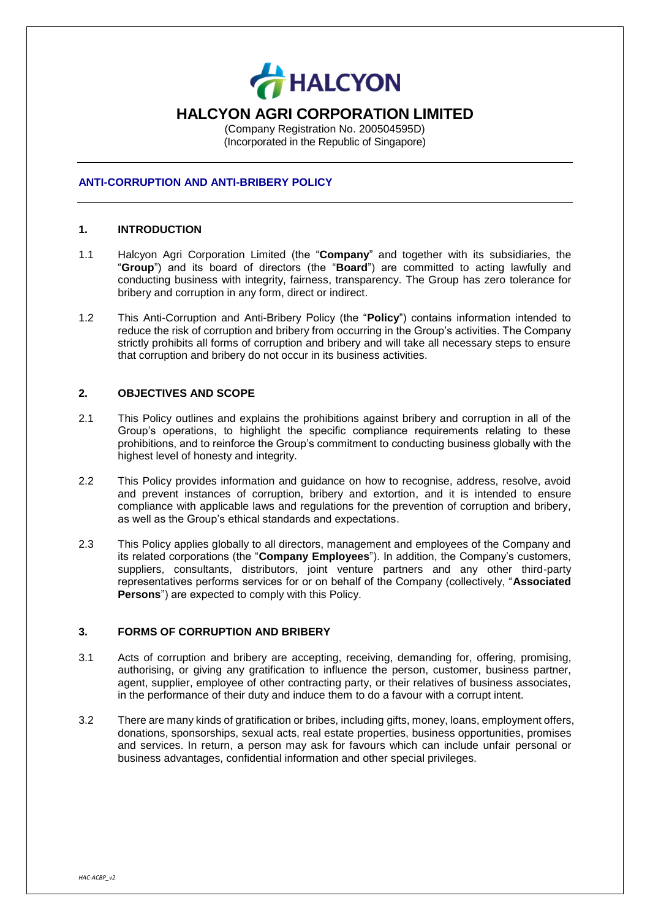# HALCYON AGRI CORPORATION LIMITED

(Company Registration No. 200504595D)
(Incorporated in the Republic of Singapore)

---

## ANTI-CORRUPTION AND ANTI-BRIBERY POLICY

---

### 1. INTRODUCTION

1.1 Halcyon Agri Corporation Limited (the "**Company**" and together with its subsidiaries, the "**Group**") and its board of directors (the "**Board**") are committed to acting lawfully and conducting business with integrity, fairness, transparency. The Group has zero tolerance for bribery and corruption in any form, direct or indirect.

1.2 This Anti-Corruption and Anti-Bribery Policy (the "**Policy**") contains information intended to reduce the risk of corruption and bribery from occurring in the Group's activities. The Company strictly prohibits all forms of corruption and bribery and will take all necessary steps to ensure that corruption and bribery do not occur in its business activities.

### 2. OBJECTIVES AND SCOPE

2.1 This Policy outlines and explains the prohibitions against bribery and corruption in all of the Group's operations, to highlight the specific compliance requirements relating to these prohibitions, and to reinforce the Group's commitment to conducting business globally with the highest level of honesty and integrity.

2.2 This Policy provides information and guidance on how to recognise, address, resolve, avoid and prevent instances of corruption, bribery and extortion, and it is intended to ensure compliance with applicable laws and regulations for the prevention of corruption and bribery, as well as the Group's ethical standards and expectations.

2.3 This Policy applies globally to all directors, management and employees of the Company and its related corporations (the "**Company Employees**"). In addition, the Company's customers, suppliers, consultants, distributors, joint venture partners and any other third-party representatives performs services for or on behalf of the Company (collectively, "**Associated Persons**") are expected to comply with this Policy.

### 3. FORMS OF CORRUPTION AND BRIBERY

3.1 Acts of corruption and bribery are accepting, receiving, demanding for, offering, promising, authorising, or giving any gratification to influence the person, customer, business partner, agent, supplier, employee of other contracting party, or their relatives of business associates, in the performance of their duty and induce them to do a favour with a corrupt intent.

3.2 There are many kinds of gratification or bribes, including gifts, money, loans, employment offers, donations, sponsorships, sexual acts, real estate properties, business opportunities, promises and services. In return, a person may ask for favours which can include unfair personal or business advantages, confidential information and other special privileges.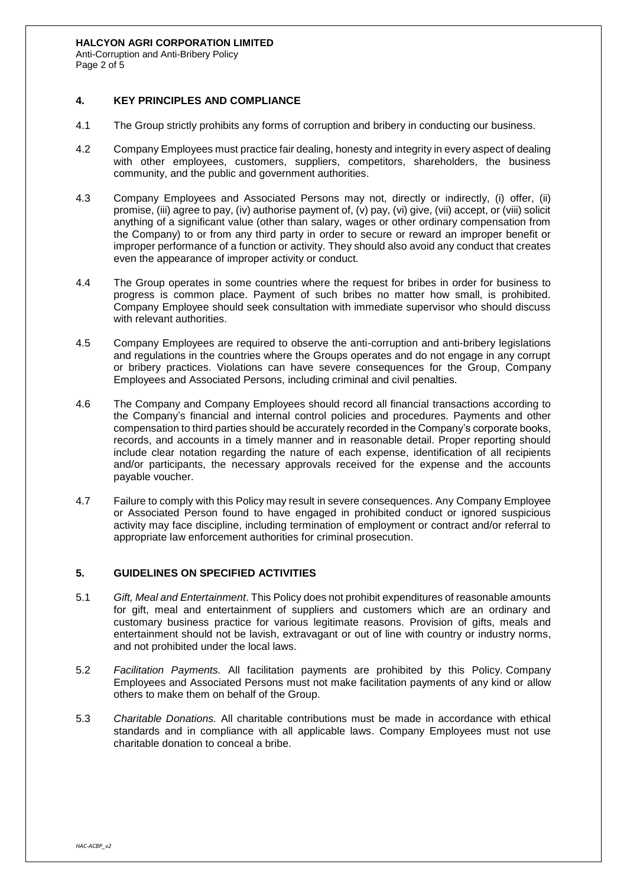## 4. KEY PRINCIPLES AND COMPLIANCE

4.1 The Group strictly prohibits any forms of corruption and bribery in conducting our business.

4.2 Company Employees must practice fair dealing, honesty and integrity in every aspect of dealing with other employees, customers, suppliers, competitors, shareholders, the business community, and the public and government authorities.

4.3 Company Employees and Associated Persons may not, directly or indirectly, (i) offer, (ii) promise, (iii) agree to pay, (iv) authorise payment of, (v) pay, (vi) give, (vii) accept, or (viii) solicit anything of a significant value (other than salary, wages or other ordinary compensation from the Company) to or from any third party in order to secure or reward an improper benefit or improper performance of a function or activity. They should also avoid any conduct that creates even the appearance of improper activity or conduct.

4.4 The Group operates in some countries where the request for bribes in order for business to progress is common place. Payment of such bribes no matter how small, is prohibited. Company Employee should seek consultation with immediate supervisor who should discuss with relevant authorities.

4.5 Company Employees are required to observe the anti-corruption and anti-bribery legislations and regulations in the countries where the Groups operates and do not engage in any corrupt or bribery practices. Violations can have severe consequences for the Group, Company Employees and Associated Persons, including criminal and civil penalties.

4.6 The Company and Company Employees should record all financial transactions according to the Company's financial and internal control policies and procedures. Payments and other compensation to third parties should be accurately recorded in the Company's corporate books, records, and accounts in a timely manner and in reasonable detail. Proper reporting should include clear notation regarding the nature of each expense, identification of all recipients and/or participants, the necessary approvals received for the expense and the accounts payable voucher.

4.7 Failure to comply with this Policy may result in severe consequences. Any Company Employee or Associated Person found to have engaged in prohibited conduct or ignored suspicious activity may face discipline, including termination of employment or contract and/or referral to appropriate law enforcement authorities for criminal prosecution.

## 5. GUIDELINES ON SPECIFIED ACTIVITIES

5.1 *Gift, Meal and Entertainment*. This Policy does not prohibit expenditures of reasonable amounts for gift, meal and entertainment of suppliers and customers which are an ordinary and customary business practice for various legitimate reasons. Provision of gifts, meals and entertainment should not be lavish, extravagant or out of line with country or industry norms, and not prohibited under the local laws.

5.2 *Facilitation Payments.* All facilitation payments are prohibited by this Policy. Company Employees and Associated Persons must not make facilitation payments of any kind or allow others to make them on behalf of the Group.

5.3 *Charitable Donations.* All charitable contributions must be made in accordance with ethical standards and in compliance with all applicable laws. Company Employees must not use charitable donation to conceal a bribe.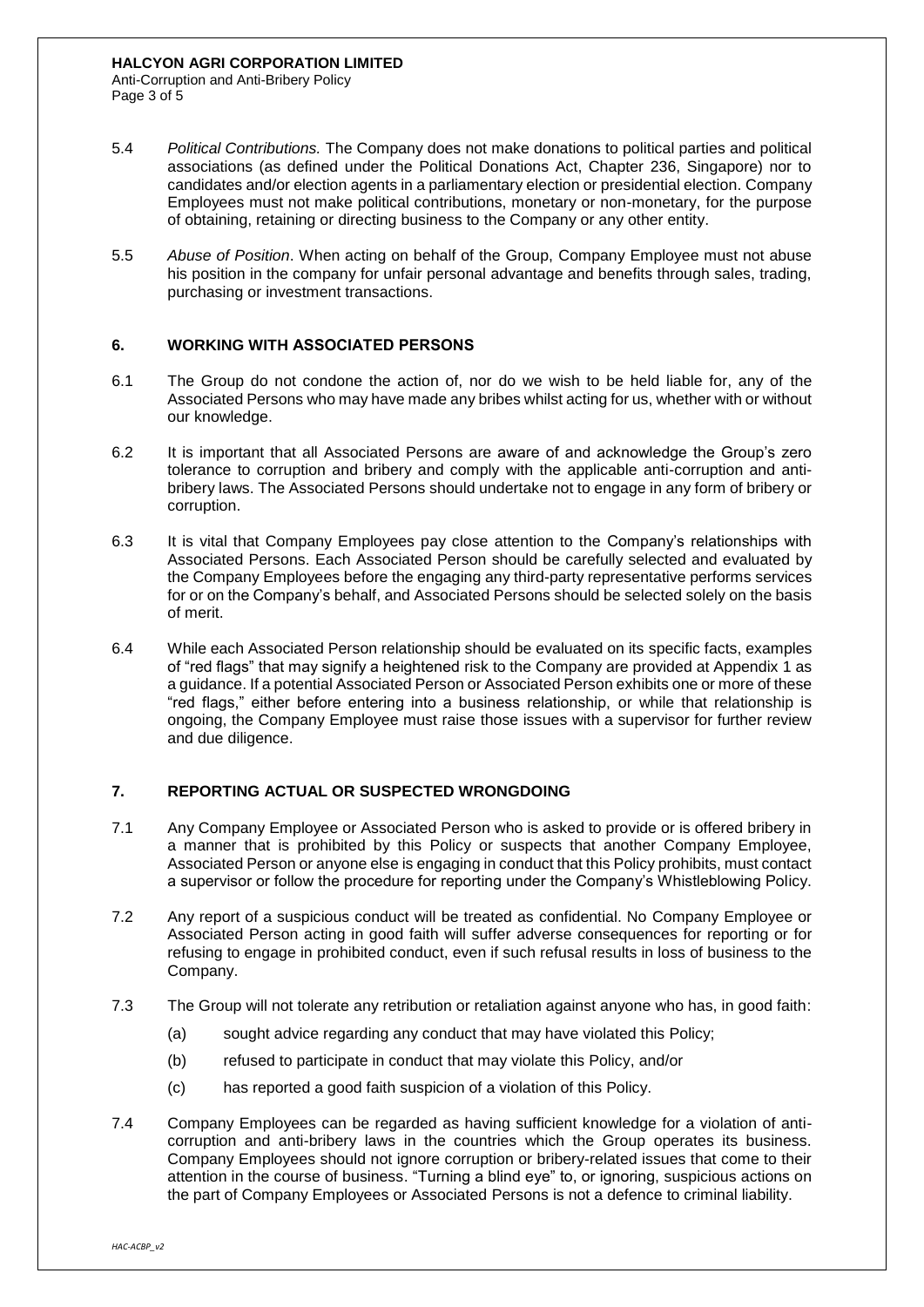5.4 *Political Contributions.* The Company does not make donations to political parties and political associations (as defined under the Political Donations Act, Chapter 236, Singapore) nor to candidates and/or election agents in a parliamentary election or presidential election. Company Employees must not make political contributions, monetary or non-monetary, for the purpose of obtaining, retaining or directing business to the Company or any other entity.

5.5 *Abuse of Position*. When acting on behalf of the Group, Company Employee must not abuse his position in the company for unfair personal advantage and benefits through sales, trading, purchasing or investment transactions.

## 6. WORKING WITH ASSOCIATED PERSONS

6.1 The Group do not condone the action of, nor do we wish to be held liable for, any of the Associated Persons who may have made any bribes whilst acting for us, whether with or without our knowledge.

6.2 It is important that all Associated Persons are aware of and acknowledge the Group's zero tolerance to corruption and bribery and comply with the applicable anti-corruption and anti-bribery laws. The Associated Persons should undertake not to engage in any form of bribery or corruption.

6.3 It is vital that Company Employees pay close attention to the Company's relationships with Associated Persons. Each Associated Person should be carefully selected and evaluated by the Company Employees before the engaging any third-party representative performs services for or on the Company's behalf, and Associated Persons should be selected solely on the basis of merit.

6.4 While each Associated Person relationship should be evaluated on its specific facts, examples of "red flags" that may signify a heightened risk to the Company are provided at Appendix 1 as a guidance. If a potential Associated Person or Associated Person exhibits one or more of these "red flags," either before entering into a business relationship, or while that relationship is ongoing, the Company Employee must raise those issues with a supervisor for further review and due diligence.

## 7. REPORTING ACTUAL OR SUSPECTED WRONGDOING

7.1 Any Company Employee or Associated Person who is asked to provide or is offered bribery in a manner that is prohibited by this Policy or suspects that another Company Employee, Associated Person or anyone else is engaging in conduct that this Policy prohibits, must contact a supervisor or follow the procedure for reporting under the Company's Whistleblowing Policy.

7.2 Any report of a suspicious conduct will be treated as confidential. No Company Employee or Associated Person acting in good faith will suffer adverse consequences for reporting or for refusing to engage in prohibited conduct, even if such refusal results in loss of business to the Company.

7.3 The Group will not tolerate any retribution or retaliation against anyone who has, in good faith:

(a) sought advice regarding any conduct that may have violated this Policy;

(b) refused to participate in conduct that may violate this Policy, and/or

(c) has reported a good faith suspicion of a violation of this Policy.

7.4 Company Employees can be regarded as having sufficient knowledge for a violation of anti-corruption and anti-bribery laws in the countries which the Group operates its business. Company Employees should not ignore corruption or bribery-related issues that come to their attention in the course of business. "Turning a blind eye" to, or ignoring, suspicious actions on the part of Company Employees or Associated Persons is not a defence to criminal liability.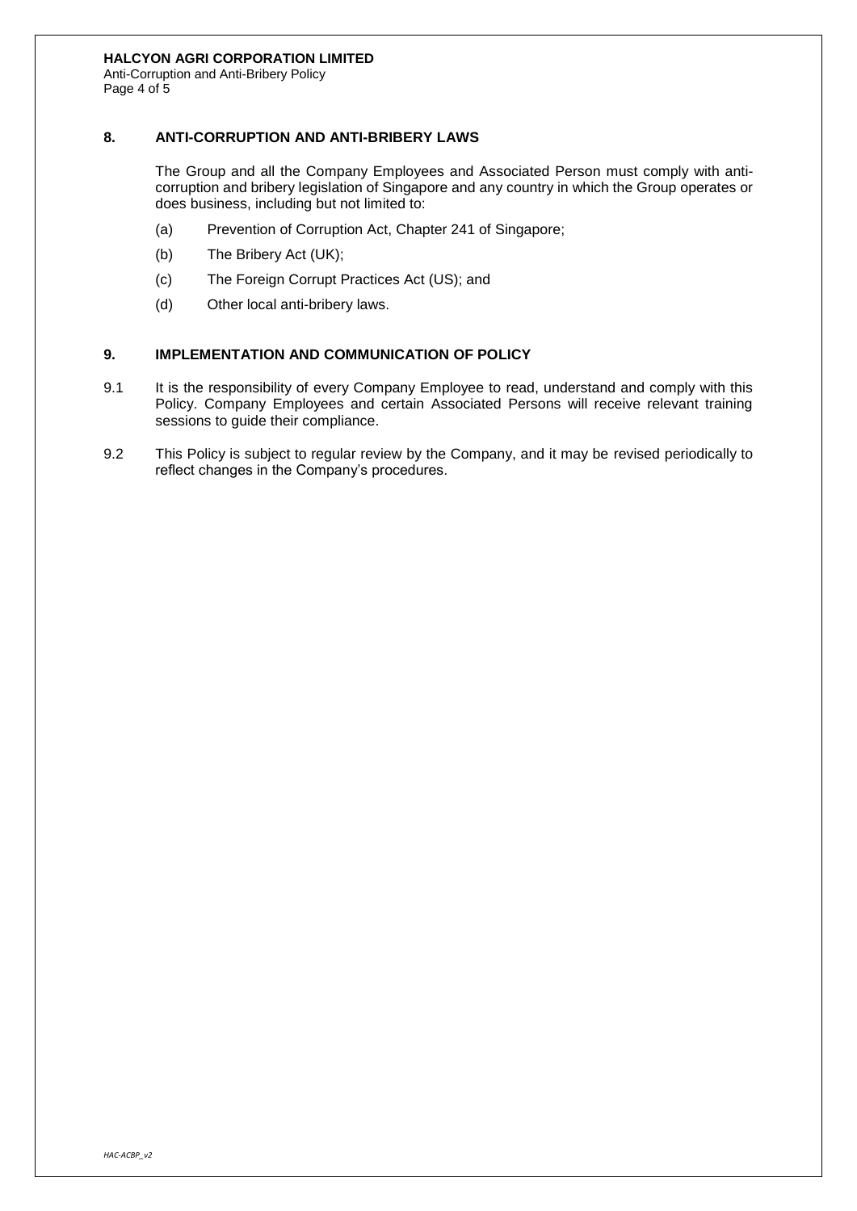## 8. ANTI-CORRUPTION AND ANTI-BRIBERY LAWS

The Group and all the Company Employees and Associated Person must comply with anti-corruption and bribery legislation of Singapore and any country in which the Group operates or does business, including but not limited to:

(a) Prevention of Corruption Act, Chapter 241 of Singapore;

(b) The Bribery Act (UK);

(c) The Foreign Corrupt Practices Act (US); and

(d) Other local anti-bribery laws.

## 9. IMPLEMENTATION AND COMMUNICATION OF POLICY

9.1 It is the responsibility of every Company Employee to read, understand and comply with this Policy. Company Employees and certain Associated Persons will receive relevant training sessions to guide their compliance.

9.2 This Policy is subject to regular review by the Company, and it may be revised periodically to reflect changes in the Company's procedures.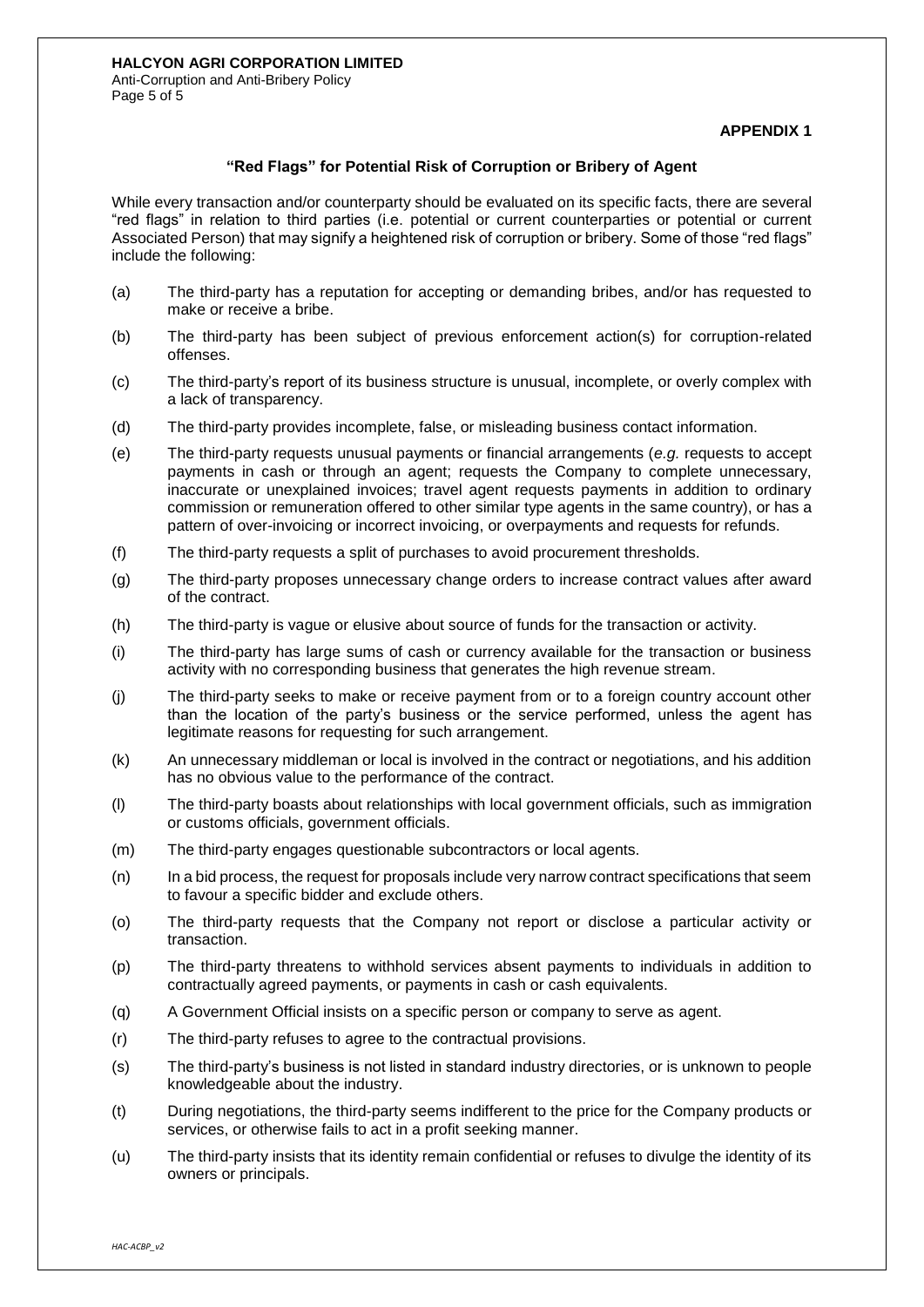**APPENDIX 1**

## "Red Flags" for Potential Risk of Corruption or Bribery of Agent

While every transaction and/or counterparty should be evaluated on its specific facts, there are several "red flags" in relation to third parties (i.e. potential or current counterparties or potential or current Associated Person) that may signify a heightened risk of corruption or bribery. Some of those "red flags" include the following:

(a) The third-party has a reputation for accepting or demanding bribes, and/or has requested to make or receive a bribe.

(b) The third-party has been subject of previous enforcement action(s) for corruption-related offenses.

(c) The third-party's report of its business structure is unusual, incomplete, or overly complex with a lack of transparency.

(d) The third-party provides incomplete, false, or misleading business contact information.

(e) The third-party requests unusual payments or financial arrangements (*e.g.* requests to accept payments in cash or through an agent; requests the Company to complete unnecessary, inaccurate or unexplained invoices; travel agent requests payments in addition to ordinary commission or remuneration offered to other similar type agents in the same country), or has a pattern of over-invoicing or incorrect invoicing, or overpayments and requests for refunds.

(f) The third-party requests a split of purchases to avoid procurement thresholds.

(g) The third-party proposes unnecessary change orders to increase contract values after award of the contract.

(h) The third-party is vague or elusive about source of funds for the transaction or activity.

(i) The third-party has large sums of cash or currency available for the transaction or business activity with no corresponding business that generates the high revenue stream.

(j) The third-party seeks to make or receive payment from or to a foreign country account other than the location of the party's business or the service performed, unless the agent has legitimate reasons for requesting for such arrangement.

(k) An unnecessary middleman or local is involved in the contract or negotiations, and his addition has no obvious value to the performance of the contract.

(l) The third-party boasts about relationships with local government officials, such as immigration or customs officials, government officials.

(m) The third-party engages questionable subcontractors or local agents.

(n) In a bid process, the request for proposals include very narrow contract specifications that seem to favour a specific bidder and exclude others.

(o) The third-party requests that the Company not report or disclose a particular activity or transaction.

(p) The third-party threatens to withhold services absent payments to individuals in addition to contractually agreed payments, or payments in cash or cash equivalents.

(q) A Government Official insists on a specific person or company to serve as agent.

(r) The third-party refuses to agree to the contractual provisions.

(s) The third-party's business is not listed in standard industry directories, or is unknown to people knowledgeable about the industry.

(t) During negotiations, the third-party seems indifferent to the price for the Company products or services, or otherwise fails to act in a profit seeking manner.

(u) The third-party insists that its identity remain confidential or refuses to divulge the identity of its owners or principals.